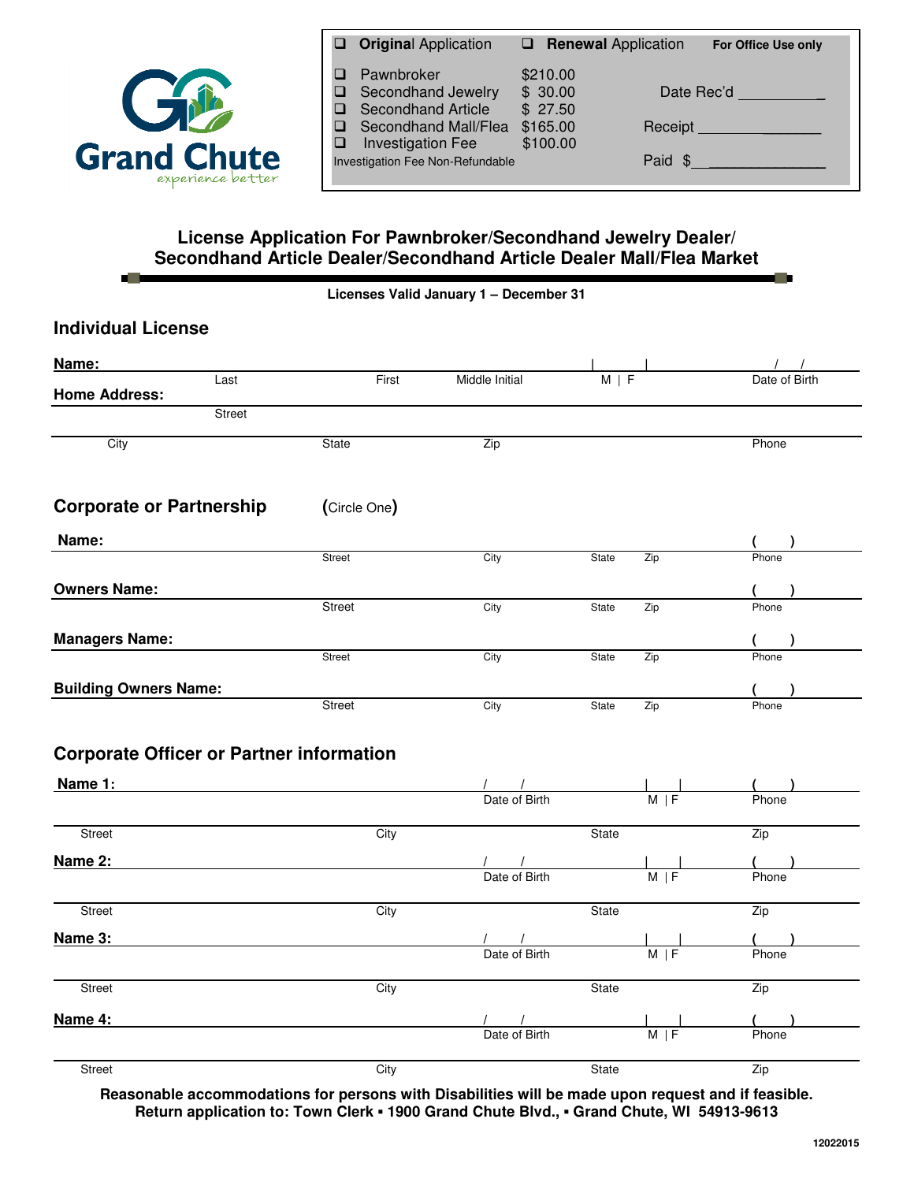Grand Chute
experience better

| ❑ **Original** Application | | ❑ **Renewal** Application | **For Office Use only** |
|---|---|---|---|
| ❑ Pawnbroker | $210.00 | | |
| ❑ Secondhand Jewelry | $ 30.00 | | Date Rec'd __________ |
| ❑ Secondhand Article | $ 27.50 | | |
| ❑ Secondhand Mall/Flea | $165.00 | | Receipt ______________ |
| ❑ Investigation Fee | $100.00 | | |
| Investigation Fee Non-Refundable | | | Paid $______________ |

## License Application For Pawnbroker/Secondhand Jewelry Dealer/ Secondhand Article Dealer/Secondhand Article Dealer Mall/Flea Market

**Licenses Valid January 1 – December 31**

### Individual License

**Name:** ______________________________________________
Last | First | Middle Initial | M | F | Date of Birth ( / / )

**Home Address:** ______________________________________________
Street

______________________________________________
City | State | Zip | Phone

### Corporate or Partnership (Circle One)

**Name:** ______________________________________________
Street | City | State | Zip | Phone ( )

**Owners Name:** ______________________________________________
Street | City | State | Zip | Phone ( )

**Managers Name:** ______________________________________________
Street | City | State | Zip | Phone ( )

**Building Owners Name:** ______________________________________________
Street | City | State | Zip | Phone ( )

### Corporate Officer or Partner information

**Name 1:** ______________________________________________
Date of Birth ( / / ) | M | F | Phone ( )

______________________________________________
Street | City | State | Zip

**Name 2:** ______________________________________________
Date of Birth ( / / ) | M | F | Phone ( )

______________________________________________
Street | City | State | Zip

**Name 3:** ______________________________________________
Date of Birth ( / / ) | M | F | Phone ( )

______________________________________________
Street | City | State | Zip

**Name 4:** ______________________________________________
Date of Birth ( / / ) | M | F | Phone ( )

______________________________________________
Street | City | State | Zip

**Reasonable accommodations for persons with Disabilities will be made upon request and if feasible.**
**Return application to: Town Clerk ▪ 1900 Grand Chute Blvd., ▪ Grand Chute, WI 54913-9613**

12022015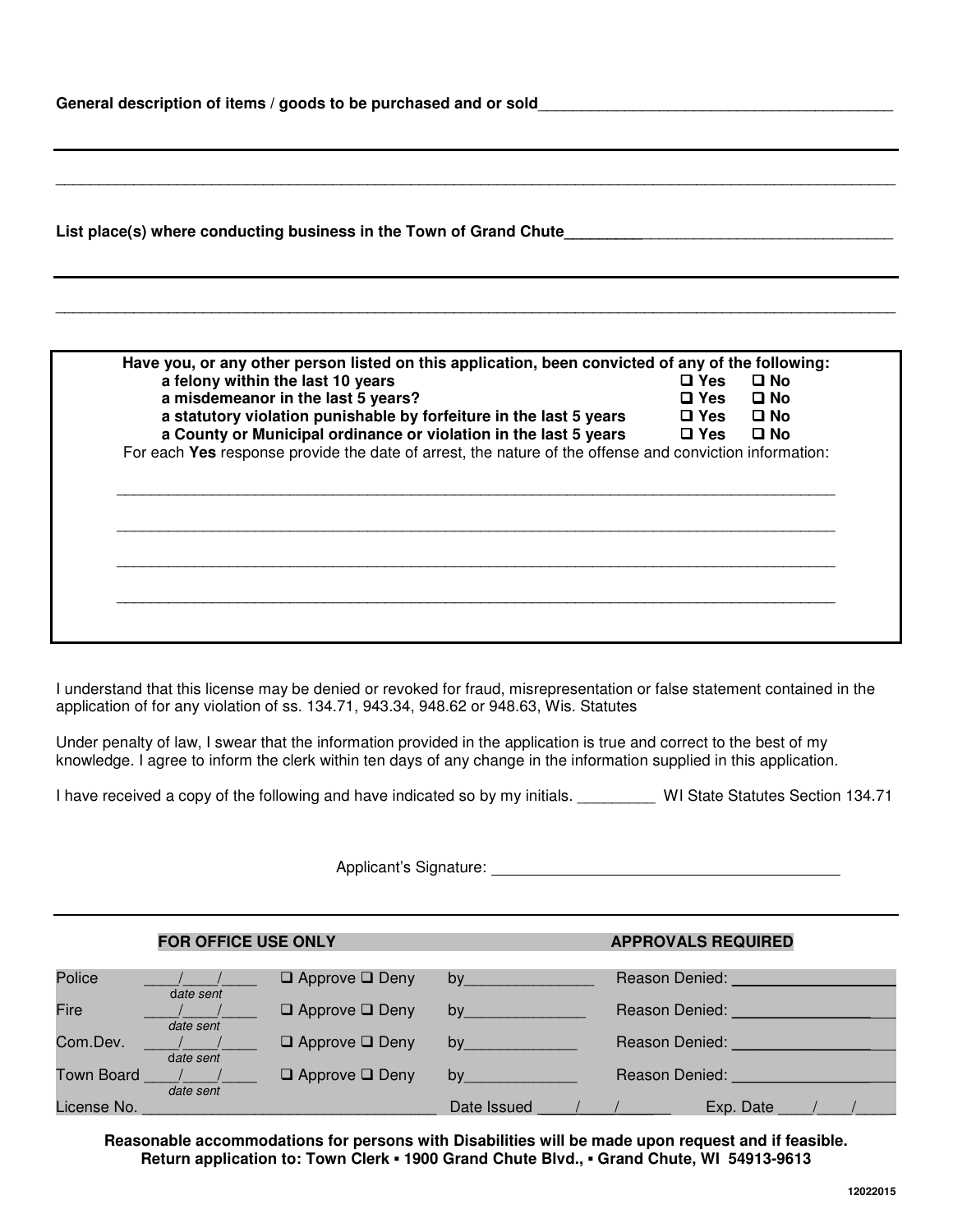**General description of items / goods to be purchased and or sold**___________________________________________

___________________________________________________________________________________________

**List place(s) where conducting business in the Town of Grand Chute**_________________________________________

___________________________________________________________________________________________

**Have you, or any other person listed on this application, been convicted of any of the following:**

| | | |
|---|---|---|
| **a felony within the last 10 years** | ❑ **Yes** | ❑ **No** |
| **a misdemeanor in the last 5 years?** | ❑ **Yes** | ❑ **No** |
| **a statutory violation punishable by forfeiture in the last 5 years** | ❑ **Yes** | ❑ **No** |
| **a County or Municipal ordinance or violation in the last 5 years** | ❑ **Yes** | ❑ **No** |

For each **Yes** response provide the date of arrest, the nature of the offense and conviction information:

___________________________________________________________________________________________

___________________________________________________________________________________________

___________________________________________________________________________________________

___________________________________________________________________________________________

I understand that this license may be denied or revoked for fraud, misrepresentation or false statement contained in the application of for any violation of ss. 134.71, 943.34, 948.62 or 948.63, Wis. Statutes

Under penalty of law, I swear that the information provided in the application is true and correct to the best of my knowledge. I agree to inform the clerk within ten days of any change in the information supplied in this application.

I have received a copy of the following and have indicated so by my initials. _________ WI State Statutes Section 134.71

Applicant's Signature: ________________________________________

| **FOR OFFICE USE ONLY** | | | | **APPROVALS REQUIRED** |
|---|---|---|---|---|
| Police | ____/____/____ date sent | ❑ Approve ❑ Deny | by_______________ | Reason Denied: ____________________ |
| Fire | ____/____/____ date sent | ❑ Approve ❑ Deny | by______________ | Reason Denied: ____________________ |
| Com.Dev. | ____/____/____ date sent | ❑ Approve ❑ Deny | by_____________ | Reason Denied: ____________________ |
| Town Board | ____/____/____ date sent | ❑ Approve ❑ Deny | by_____________ | Reason Denied: ____________________ |

License No. ___________________________________ Date Issued ____/____/______ Exp. Date ____/____/_____

**Reasonable accommodations for persons with Disabilities will be made upon request and if feasible.**
**Return application to: Town Clerk ▪ 1900 Grand Chute Blvd., ▪ Grand Chute, WI 54913-9613**

12022015